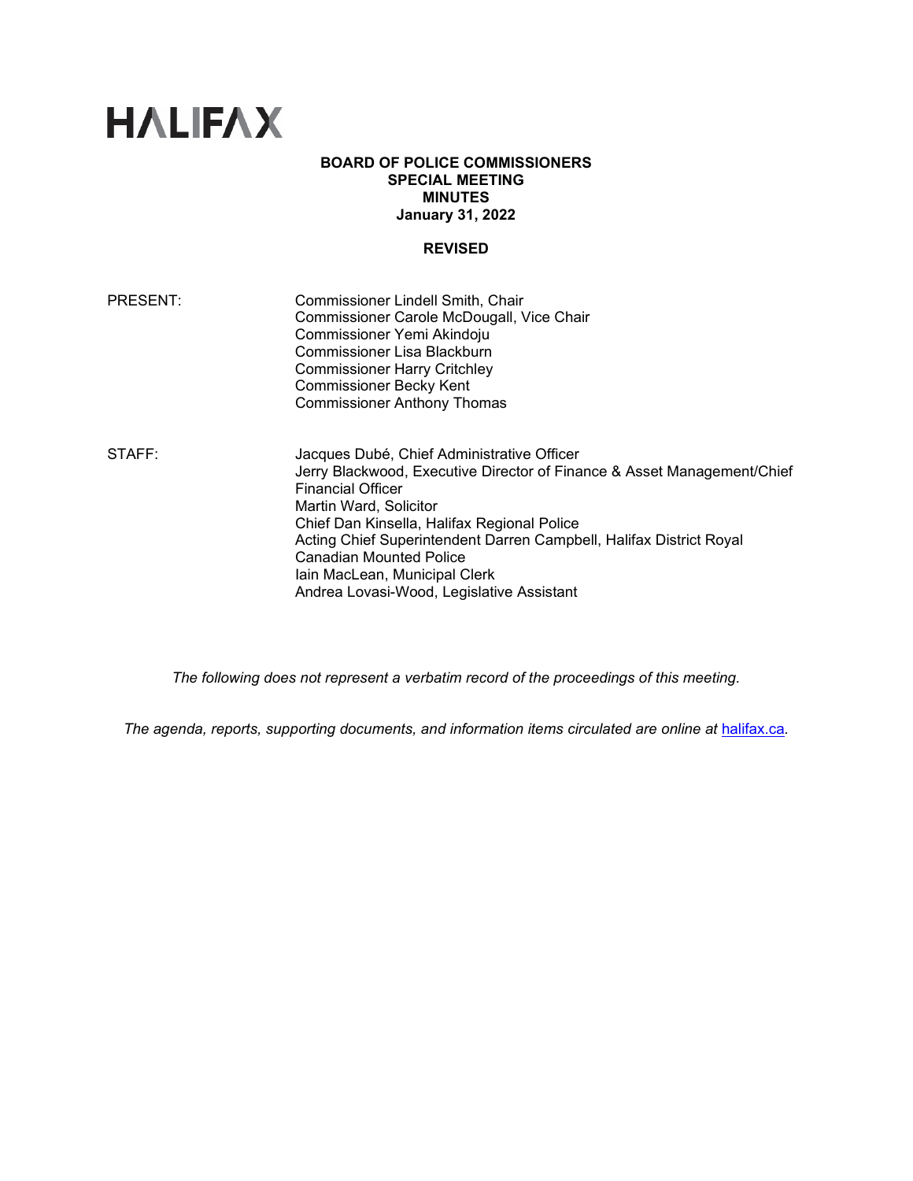# HALIFAX

**BOARD OF POLICE COMMISSIONERS**
**SPECIAL MEETING**
**MINUTES**
**January 31, 2022**

**REVISED**

PRESENT: Commissioner Lindell Smith, Chair
Commissioner Carole McDougall, Vice Chair
Commissioner Yemi Akindoju
Commissioner Lisa Blackburn
Commissioner Harry Critchley
Commissioner Becky Kent
Commissioner Anthony Thomas

STAFF: Jacques Dubé, Chief Administrative Officer
Jerry Blackwood, Executive Director of Finance & Asset Management/Chief Financial Officer
Martin Ward, Solicitor
Chief Dan Kinsella, Halifax Regional Police
Acting Chief Superintendent Darren Campbell, Halifax District Royal Canadian Mounted Police
Iain MacLean, Municipal Clerk
Andrea Lovasi-Wood, Legislative Assistant

*The following does not represent a verbatim record of the proceedings of this meeting.*

*The agenda, reports, supporting documents, and information items circulated are online at* [halifax.ca](halifax.ca)*.*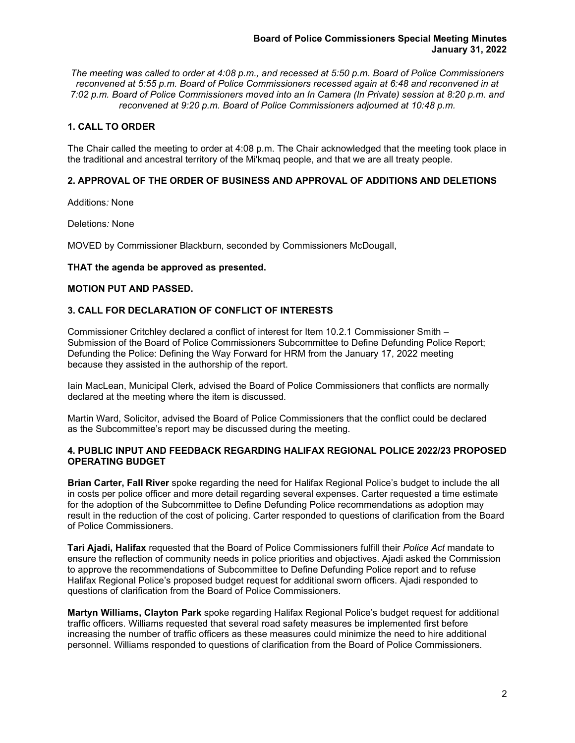*The meeting was called to order at 4:08 p.m., and recessed at 5:50 p.m. Board of Police Commissioners reconvened at 5:55 p.m. Board of Police Commissioners recessed again at 6:48 and reconvened in at 7:02 p.m. Board of Police Commissioners moved into an In Camera (In Private) session at 8:20 p.m. and reconvened at 9:20 p.m. Board of Police Commissioners adjourned at 10:48 p.m.*

## 1. CALL TO ORDER

The Chair called the meeting to order at 4:08 p.m. The Chair acknowledged that the meeting took place in the traditional and ancestral territory of the Mi'kmaq people, and that we are all treaty people.

## 2. APPROVAL OF THE ORDER OF BUSINESS AND APPROVAL OF ADDITIONS AND DELETIONS

Additions*:* None

Deletions*:* None

MOVED by Commissioner Blackburn, seconded by Commissioners McDougall,

**THAT the agenda be approved as presented.**

**MOTION PUT AND PASSED.**

## 3. CALL FOR DECLARATION OF CONFLICT OF INTERESTS

Commissioner Critchley declared a conflict of interest for Item 10.2.1 Commissioner Smith – Submission of the Board of Police Commissioners Subcommittee to Define Defunding Police Report; Defunding the Police: Defining the Way Forward for HRM from the January 17, 2022 meeting because they assisted in the authorship of the report.

Iain MacLean, Municipal Clerk, advised the Board of Police Commissioners that conflicts are normally declared at the meeting where the item is discussed.

Martin Ward, Solicitor, advised the Board of Police Commissioners that the conflict could be declared as the Subcommittee's report may be discussed during the meeting.

## 4. PUBLIC INPUT AND FEEDBACK REGARDING HALIFAX REGIONAL POLICE 2022/23 PROPOSED OPERATING BUDGET

**Brian Carter, Fall River** spoke regarding the need for Halifax Regional Police's budget to include the all in costs per police officer and more detail regarding several expenses. Carter requested a time estimate for the adoption of the Subcommittee to Define Defunding Police recommendations as adoption may result in the reduction of the cost of policing. Carter responded to questions of clarification from the Board of Police Commissioners.

**Tari Ajadi, Halifax** requested that the Board of Police Commissioners fulfill their *Police Act* mandate to ensure the reflection of community needs in police priorities and objectives. Ajadi asked the Commission to approve the recommendations of Subcommittee to Define Defunding Police report and to refuse Halifax Regional Police's proposed budget request for additional sworn officers. Ajadi responded to questions of clarification from the Board of Police Commissioners.

**Martyn Williams, Clayton Park** spoke regarding Halifax Regional Police's budget request for additional traffic officers. Williams requested that several road safety measures be implemented first before increasing the number of traffic officers as these measures could minimize the need to hire additional personnel. Williams responded to questions of clarification from the Board of Police Commissioners.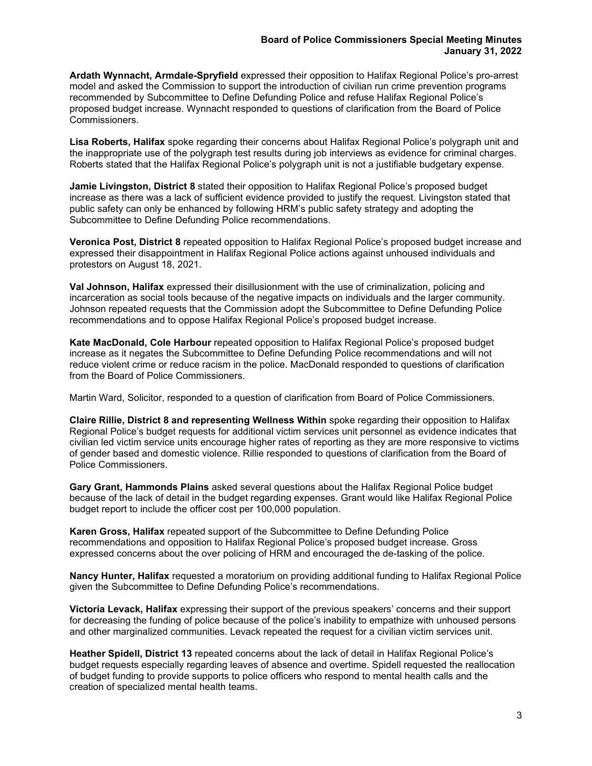**Ardath Wynnacht, Armdale-Spryfield** expressed their opposition to Halifax Regional Police's pro-arrest model and asked the Commission to support the introduction of civilian run crime prevention programs recommended by Subcommittee to Define Defunding Police and refuse Halifax Regional Police's proposed budget increase. Wynnacht responded to questions of clarification from the Board of Police Commissioners.

**Lisa Roberts, Halifax** spoke regarding their concerns about Halifax Regional Police's polygraph unit and the inappropriate use of the polygraph test results during job interviews as evidence for criminal charges. Roberts stated that the Halifax Regional Police's polygraph unit is not a justifiable budgetary expense.

**Jamie Livingston, District 8** stated their opposition to Halifax Regional Police's proposed budget increase as there was a lack of sufficient evidence provided to justify the request. Livingston stated that public safety can only be enhanced by following HRM's public safety strategy and adopting the Subcommittee to Define Defunding Police recommendations.

**Veronica Post, District 8** repeated opposition to Halifax Regional Police's proposed budget increase and expressed their disappointment in Halifax Regional Police actions against unhoused individuals and protestors on August 18, 2021.

**Val Johnson, Halifax** expressed their disillusionment with the use of criminalization, policing and incarceration as social tools because of the negative impacts on individuals and the larger community. Johnson repeated requests that the Commission adopt the Subcommittee to Define Defunding Police recommendations and to oppose Halifax Regional Police's proposed budget increase.

**Kate MacDonald, Cole Harbour** repeated opposition to Halifax Regional Police's proposed budget increase as it negates the Subcommittee to Define Defunding Police recommendations and will not reduce violent crime or reduce racism in the police. MacDonald responded to questions of clarification from the Board of Police Commissioners.

Martin Ward, Solicitor, responded to a question of clarification from Board of Police Commissioners.

**Claire Rillie, District 8 and representing Wellness Within** spoke regarding their opposition to Halifax Regional Police's budget requests for additional victim services unit personnel as evidence indicates that civilian led victim service units encourage higher rates of reporting as they are more responsive to victims of gender based and domestic violence. Rillie responded to questions of clarification from the Board of Police Commissioners.

**Gary Grant, Hammonds Plains** asked several questions about the Halifax Regional Police budget because of the lack of detail in the budget regarding expenses. Grant would like Halifax Regional Police budget report to include the officer cost per 100,000 population.

**Karen Gross, Halifax** repeated support of the Subcommittee to Define Defunding Police recommendations and opposition to Halifax Regional Police's proposed budget increase. Gross expressed concerns about the over policing of HRM and encouraged the de-tasking of the police.

**Nancy Hunter, Halifax** requested a moratorium on providing additional funding to Halifax Regional Police given the Subcommittee to Define Defunding Police's recommendations.

**Victoria Levack, Halifax** expressing their support of the previous speakers' concerns and their support for decreasing the funding of police because of the police's inability to empathize with unhoused persons and other marginalized communities. Levack repeated the request for a civilian victim services unit.

**Heather Spidell, District 13** repeated concerns about the lack of detail in Halifax Regional Police's budget requests especially regarding leaves of absence and overtime. Spidell requested the reallocation of budget funding to provide supports to police officers who respond to mental health calls and the creation of specialized mental health teams.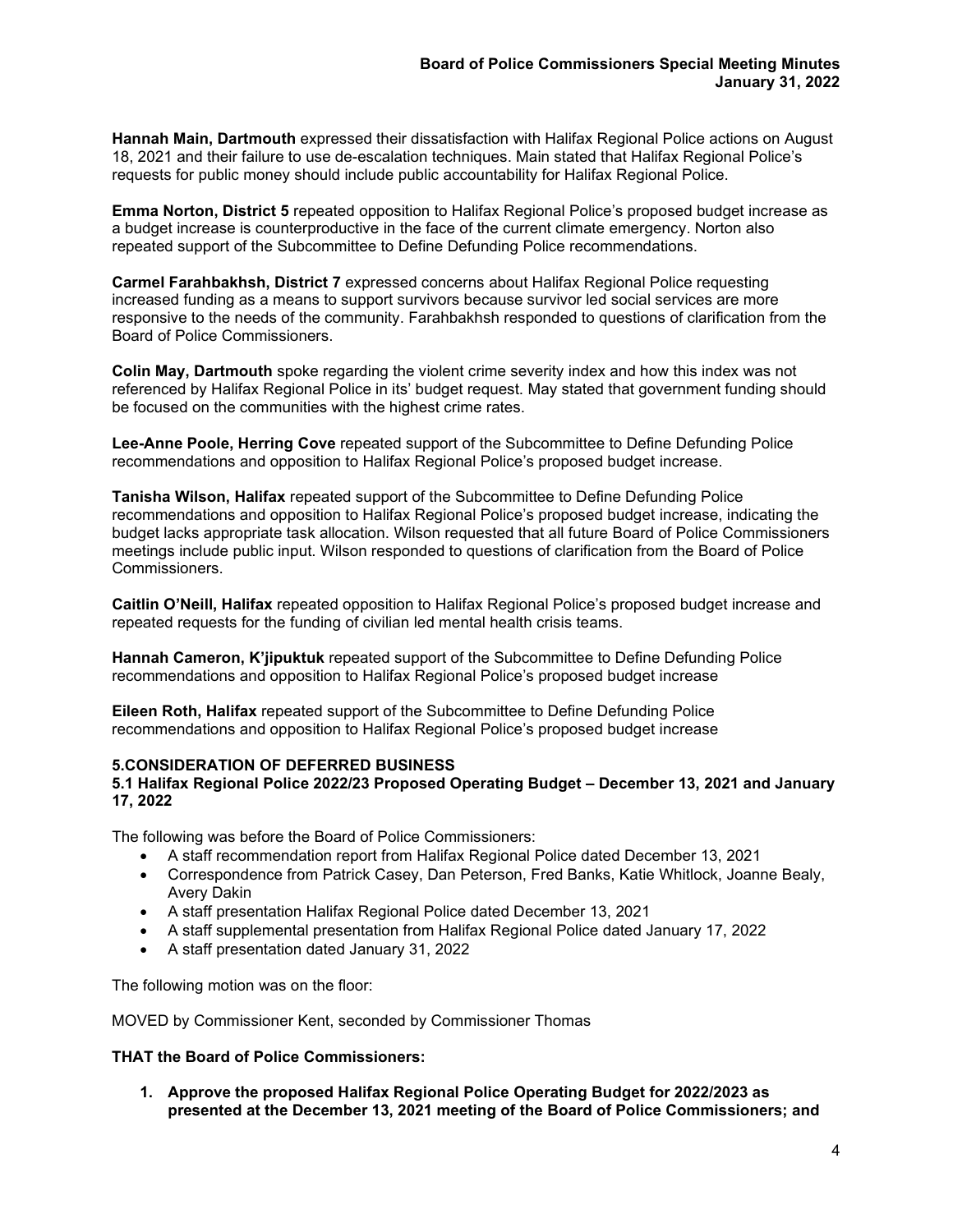**Hannah Main, Dartmouth** expressed their dissatisfaction with Halifax Regional Police actions on August 18, 2021 and their failure to use de-escalation techniques. Main stated that Halifax Regional Police's requests for public money should include public accountability for Halifax Regional Police.

**Emma Norton, District 5** repeated opposition to Halifax Regional Police's proposed budget increase as a budget increase is counterproductive in the face of the current climate emergency. Norton also repeated support of the Subcommittee to Define Defunding Police recommendations.

**Carmel Farahbakhsh, District 7** expressed concerns about Halifax Regional Police requesting increased funding as a means to support survivors because survivor led social services are more responsive to the needs of the community. Farahbakhsh responded to questions of clarification from the Board of Police Commissioners.

**Colin May, Dartmouth** spoke regarding the violent crime severity index and how this index was not referenced by Halifax Regional Police in its' budget request. May stated that government funding should be focused on the communities with the highest crime rates.

**Lee-Anne Poole, Herring Cove** repeated support of the Subcommittee to Define Defunding Police recommendations and opposition to Halifax Regional Police's proposed budget increase.

**Tanisha Wilson, Halifax** repeated support of the Subcommittee to Define Defunding Police recommendations and opposition to Halifax Regional Police's proposed budget increase, indicating the budget lacks appropriate task allocation. Wilson requested that all future Board of Police Commissioners meetings include public input. Wilson responded to questions of clarification from the Board of Police Commissioners.

**Caitlin O'Neill, Halifax** repeated opposition to Halifax Regional Police's proposed budget increase and repeated requests for the funding of civilian led mental health crisis teams.

**Hannah Cameron, K'jipuktuk** repeated support of the Subcommittee to Define Defunding Police recommendations and opposition to Halifax Regional Police's proposed budget increase

**Eileen Roth, Halifax** repeated support of the Subcommittee to Define Defunding Police recommendations and opposition to Halifax Regional Police's proposed budget increase

## 5.CONSIDERATION OF DEFERRED BUSINESS

### 5.1 Halifax Regional Police 2022/23 Proposed Operating Budget – December 13, 2021 and January 17, 2022

The following was before the Board of Police Commissioners:

- A staff recommendation report from Halifax Regional Police dated December 13, 2021
- Correspondence from Patrick Casey, Dan Peterson, Fred Banks, Katie Whitlock, Joanne Bealy, Avery Dakin
- A staff presentation Halifax Regional Police dated December 13, 2021
- A staff supplemental presentation from Halifax Regional Police dated January 17, 2022
- A staff presentation dated January 31, 2022

The following motion was on the floor:

MOVED by Commissioner Kent, seconded by Commissioner Thomas

**THAT the Board of Police Commissioners:**

1. **Approve the proposed Halifax Regional Police Operating Budget for 2022/2023 as presented at the December 13, 2021 meeting of the Board of Police Commissioners; and**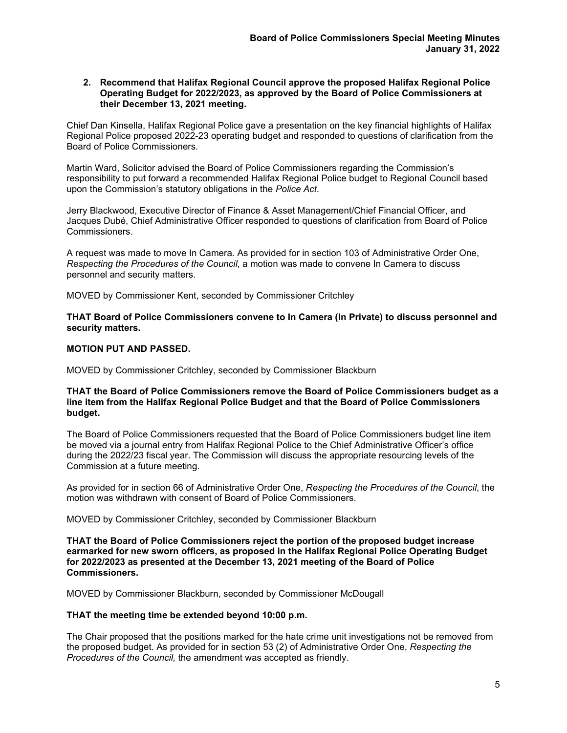**2. Recommend that Halifax Regional Council approve the proposed Halifax Regional Police Operating Budget for 2022/2023, as approved by the Board of Police Commissioners at their December 13, 2021 meeting.**

Chief Dan Kinsella, Halifax Regional Police gave a presentation on the key financial highlights of Halifax Regional Police proposed 2022-23 operating budget and responded to questions of clarification from the Board of Police Commissioners.

Martin Ward, Solicitor advised the Board of Police Commissioners regarding the Commission's responsibility to put forward a recommended Halifax Regional Police budget to Regional Council based upon the Commission's statutory obligations in the *Police Act*.

Jerry Blackwood, Executive Director of Finance & Asset Management/Chief Financial Officer, and Jacques Dubé, Chief Administrative Officer responded to questions of clarification from Board of Police Commissioners.

A request was made to move In Camera. As provided for in section 103 of Administrative Order One, *Respecting the Procedures of the Council*, a motion was made to convene In Camera to discuss personnel and security matters.

MOVED by Commissioner Kent, seconded by Commissioner Critchley

**THAT Board of Police Commissioners convene to In Camera (In Private) to discuss personnel and security matters.**

**MOTION PUT AND PASSED.**

MOVED by Commissioner Critchley, seconded by Commissioner Blackburn

**THAT the Board of Police Commissioners remove the Board of Police Commissioners budget as a line item from the Halifax Regional Police Budget and that the Board of Police Commissioners budget.**

The Board of Police Commissioners requested that the Board of Police Commissioners budget line item be moved via a journal entry from Halifax Regional Police to the Chief Administrative Officer's office during the 2022/23 fiscal year. The Commission will discuss the appropriate resourcing levels of the Commission at a future meeting.

As provided for in section 66 of Administrative Order One, *Respecting the Procedures of the Council*, the motion was withdrawn with consent of Board of Police Commissioners.

MOVED by Commissioner Critchley, seconded by Commissioner Blackburn

**THAT the Board of Police Commissioners reject the portion of the proposed budget increase earmarked for new sworn officers, as proposed in the Halifax Regional Police Operating Budget for 2022/2023 as presented at the December 13, 2021 meeting of the Board of Police Commissioners.**

MOVED by Commissioner Blackburn, seconded by Commissioner McDougall

**THAT the meeting time be extended beyond 10:00 p.m.**

The Chair proposed that the positions marked for the hate crime unit investigations not be removed from the proposed budget. As provided for in section 53 (2) of Administrative Order One, *Respecting the Procedures of the Council,* the amendment was accepted as friendly.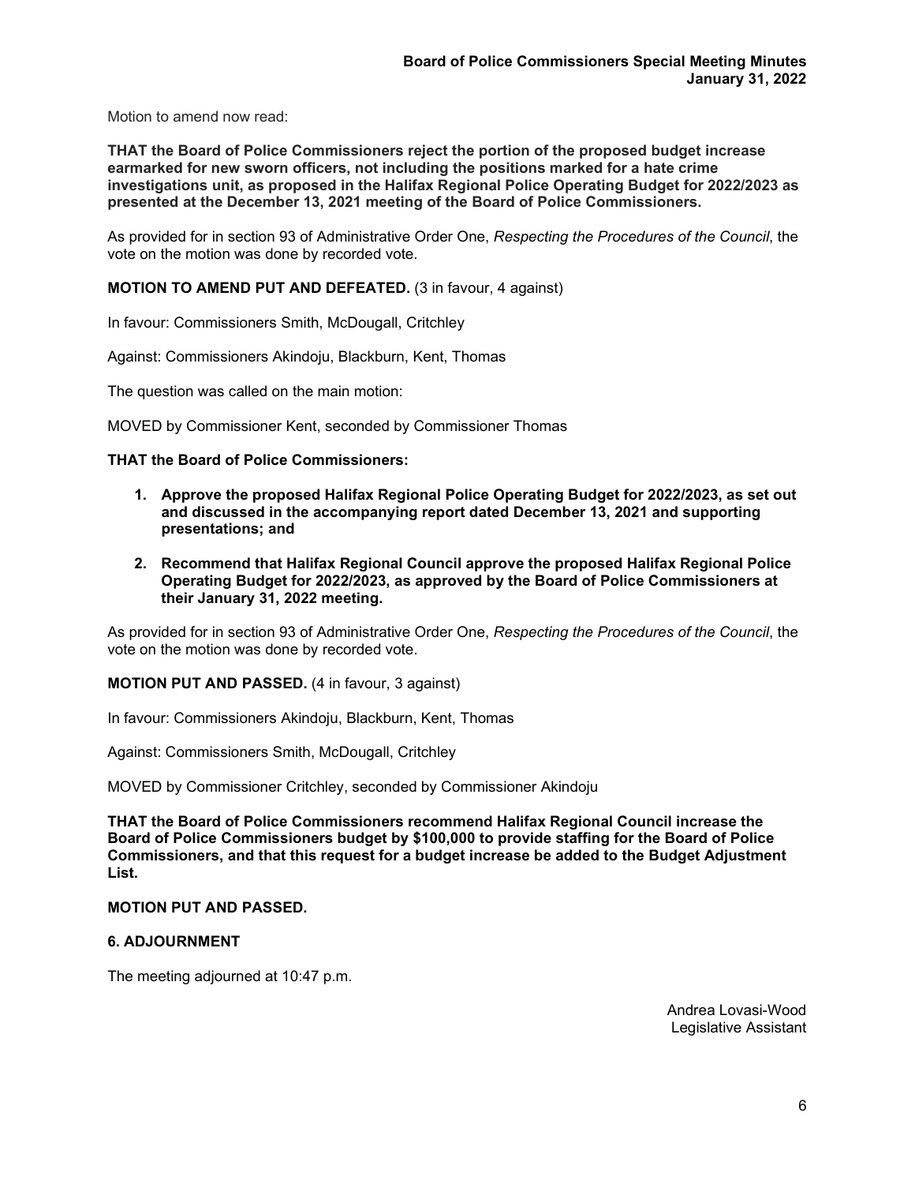Motion to amend now read:

**THAT the Board of Police Commissioners reject the portion of the proposed budget increase earmarked for new sworn officers, not including the positions marked for a hate crime investigations unit, as proposed in the Halifax Regional Police Operating Budget for 2022/2023 as presented at the December 13, 2021 meeting of the Board of Police Commissioners.**

As provided for in section 93 of Administrative Order One, *Respecting the Procedures of the Council*, the vote on the motion was done by recorded vote.

**MOTION TO AMEND PUT AND DEFEATED.** (3 in favour, 4 against)

In favour: Commissioners Smith, McDougall, Critchley

Against: Commissioners Akindoju, Blackburn, Kent, Thomas

The question was called on the main motion:

MOVED by Commissioner Kent, seconded by Commissioner Thomas

**THAT the Board of Police Commissioners:**

1. **Approve the proposed Halifax Regional Police Operating Budget for 2022/2023, as set out and discussed in the accompanying report dated December 13, 2021 and supporting presentations; and**
2. **Recommend that Halifax Regional Council approve the proposed Halifax Regional Police Operating Budget for 2022/2023, as approved by the Board of Police Commissioners at their January 31, 2022 meeting.**

As provided for in section 93 of Administrative Order One, *Respecting the Procedures of the Council*, the vote on the motion was done by recorded vote.

**MOTION PUT AND PASSED.** (4 in favour, 3 against)

In favour: Commissioners Akindoju, Blackburn, Kent, Thomas

Against: Commissioners Smith, McDougall, Critchley

MOVED by Commissioner Critchley, seconded by Commissioner Akindoju

**THAT the Board of Police Commissioners recommend Halifax Regional Council increase the Board of Police Commissioners budget by $100,000 to provide staffing for the Board of Police Commissioners, and that this request for a budget increase be added to the Budget Adjustment List.**

**MOTION PUT AND PASSED.**

## 6. ADJOURNMENT

The meeting adjourned at 10:47 p.m.

Andrea Lovasi-Wood
Legislative Assistant